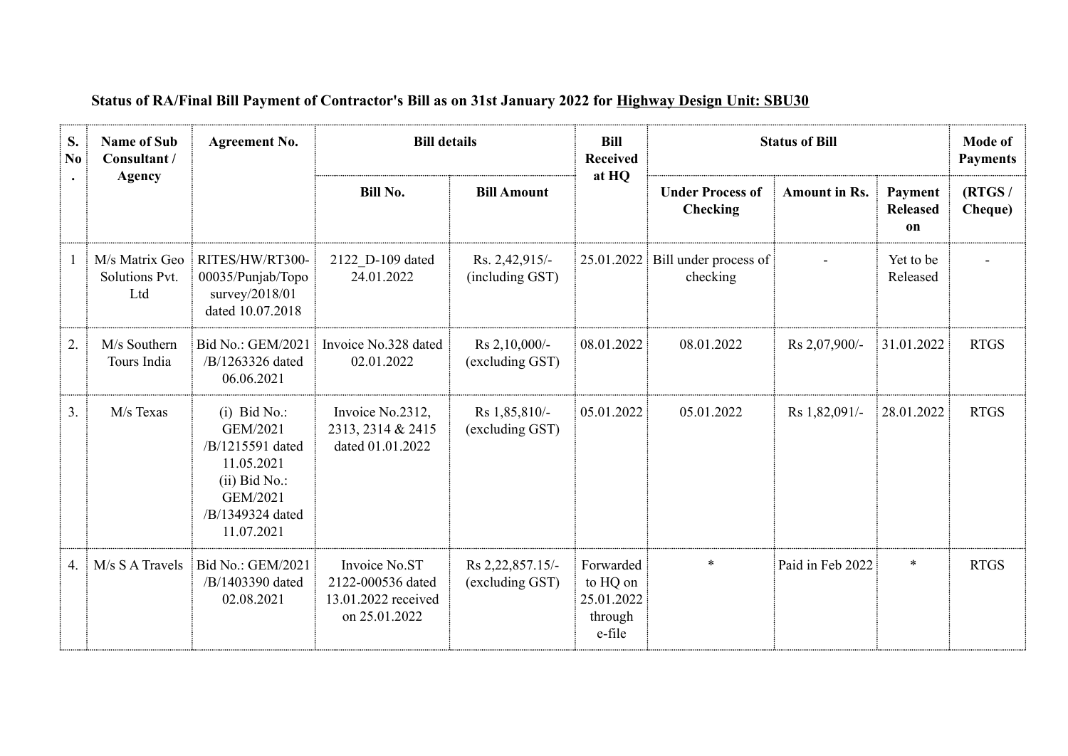**Status of RA/Final Bill Payment of Contractor's Bill as on 31st January 2022 for Highway Design Unit: SBU30**

| S. No. | Name of Sub Consultant / Agency | Agreement No. | Bill details | | Bill Received at HQ | Status of Bill | | | Mode of Payments |
|---|---|---|---|---|---|---|---|---|---|
| | | | Bill No. | Bill Amount | | Under Process of Checking | Amount in Rs. | Payment Released on | (RTGS / Cheque) |
| 1 | M/s Matrix Geo Solutions Pvt. Ltd | RITES/HW/RT300-00035/Punjab/Topo survey/2018/01 dated 10.07.2018 | 2122_D-109 dated 24.01.2022 | Rs. 2,42,915/- (including GST) | 25.01.2022 | Bill under process of checking | - | Yet to be Released | - |
| 2. | M/s Southern Tours India | Bid No.: GEM/2021 /B/1263326 dated 06.06.2021 | Invoice No.328 dated 02.01.2022 | Rs 2,10,000/- (excluding GST) | 08.01.2022 | 08.01.2022 | Rs 2,07,900/- | 31.01.2022 | RTGS |
| 3. | M/s Texas | (i) Bid No.: GEM/2021 /B/1215591 dated 11.05.2021 (ii) Bid No.: GEM/2021 /B/1349324 dated 11.07.2021 | Invoice No.2312, 2313, 2314 & 2415 dated 01.01.2022 | Rs 1,85,810/- (excluding GST) | 05.01.2022 | 05.01.2022 | Rs 1,82,091/- | 28.01.2022 | RTGS |
| 4. | M/s S A Travels | Bid No.: GEM/2021 /B/1403390 dated 02.08.2021 | Invoice No.ST 2122-000536 dated 13.01.2022 received on 25.01.2022 | Rs 2,22,857.15/- (excluding GST) | Forwarded to HQ on 25.01.2022 through e-file | * | Paid in Feb 2022 | * | RTGS |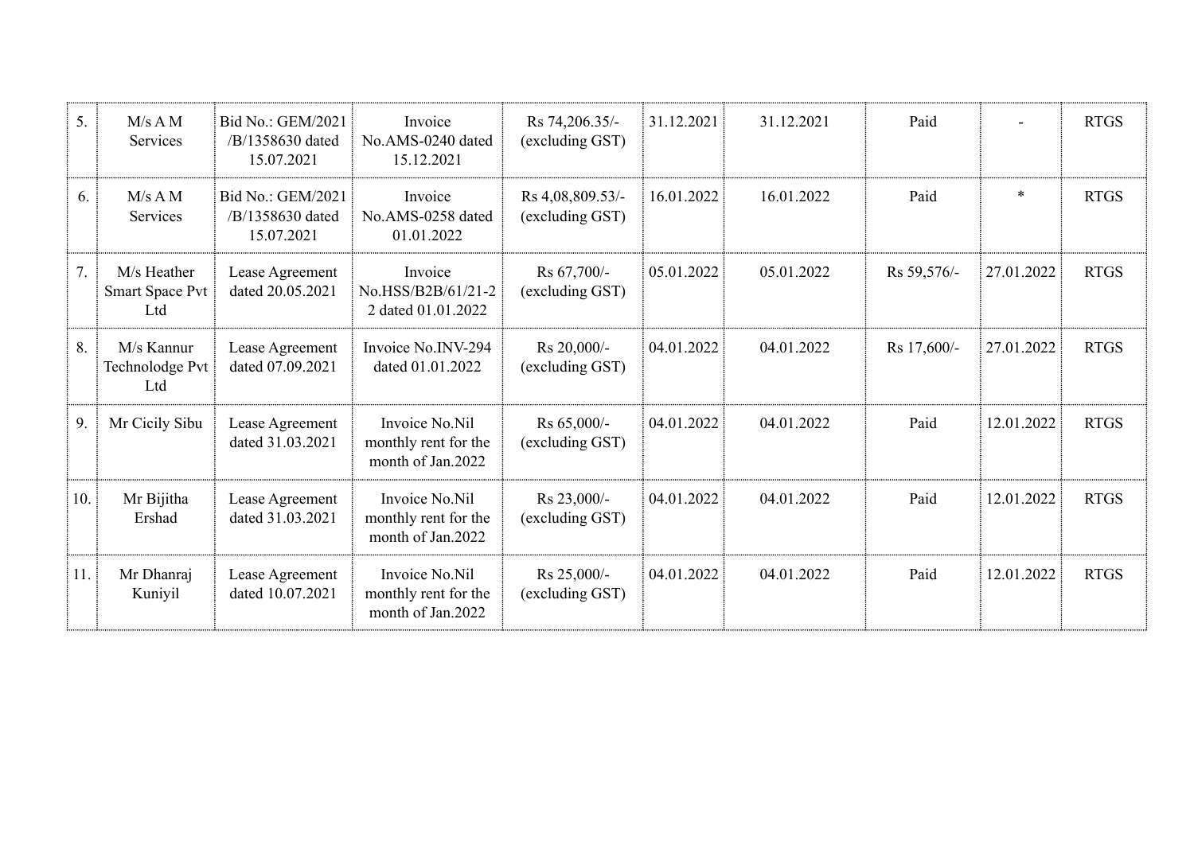| | | | | | | | | | |
|---|---|---|---|---|---|---|---|---|---|
| 5. | M/s A M Services | Bid No.: GEM/2021 /B/1358630 dated 15.07.2021 | Invoice No.AMS-0240 dated 15.12.2021 | Rs 74,206.35/- (excluding GST) | 31.12.2021 | 31.12.2021 | Paid | - | RTGS |
| 6. | M/s A M Services | Bid No.: GEM/2021 /B/1358630 dated 15.07.2021 | Invoice No.AMS-0258 dated 01.01.2022 | Rs 4,08,809.53/- (excluding GST) | 16.01.2022 | 16.01.2022 | Paid | * | RTGS |
| 7. | M/s Heather Smart Space Pvt Ltd | Lease Agreement dated 20.05.2021 | Invoice No.HSS/B2B/61/21-22 dated 01.01.2022 | Rs 67,700/- (excluding GST) | 05.01.2022 | 05.01.2022 | Rs 59,576/- | 27.01.2022 | RTGS |
| 8. | M/s Kannur Technolodge Pvt Ltd | Lease Agreement dated 07.09.2021 | Invoice No.INV-294 dated 01.01.2022 | Rs 20,000/- (excluding GST) | 04.01.2022 | 04.01.2022 | Rs 17,600/- | 27.01.2022 | RTGS |
| 9. | Mr Cicily Sibu | Lease Agreement dated 31.03.2021 | Invoice No.Nil monthly rent for the month of Jan.2022 | Rs 65,000/- (excluding GST) | 04.01.2022 | 04.01.2022 | Paid | 12.01.2022 | RTGS |
| 10. | Mr Bijitha Ershad | Lease Agreement dated 31.03.2021 | Invoice No.Nil monthly rent for the month of Jan.2022 | Rs 23,000/- (excluding GST) | 04.01.2022 | 04.01.2022 | Paid | 12.01.2022 | RTGS |
| 11. | Mr Dhanraj Kuniyil | Lease Agreement dated 10.07.2021 | Invoice No.Nil monthly rent for the month of Jan.2022 | Rs 25,000/- (excluding GST) | 04.01.2022 | 04.01.2022 | Paid | 12.01.2022 | RTGS |